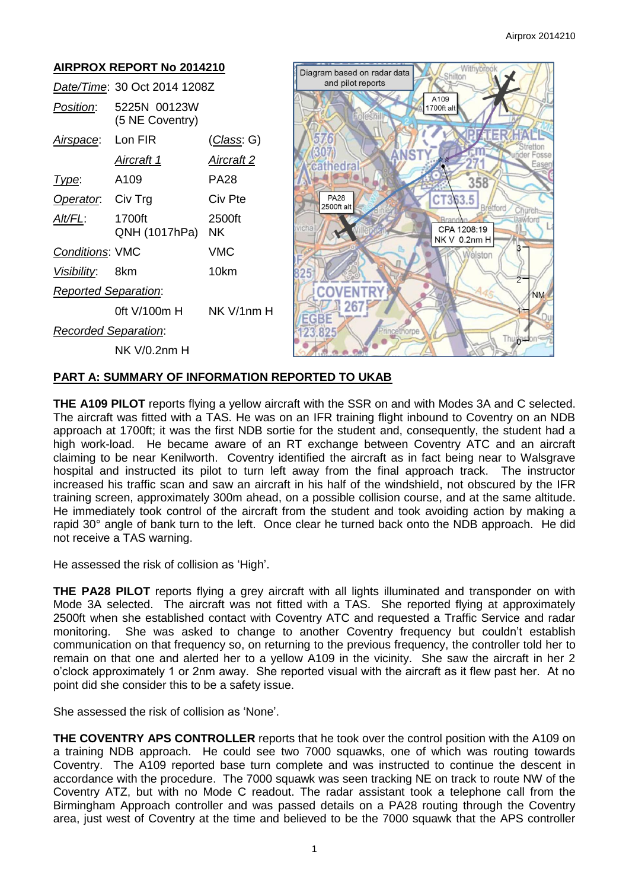## AIRPROX REPORT No 2014210

| | | |
|---|---|---|
| *Date/Time*: | 30 Oct 2014 1208Z | |
| *Position*: | 5225N 00123W (5 NE Coventry) | |
| *Airspace*: | Lon FIR | (*Class*: G) |
| | *Aircraft 1* | *Aircraft 2* |
| *Type*: | A109 | PA28 |
| *Operator*: | Civ Trg | Civ Pte |
| *Alt/FL*: | 1700ft QNH (1017hPa) | 2500ft NK |
| *Conditions*: | VMC | VMC |
| *Visibility*: | 8km | 10km |
| *Reported Separation*: | | |
| | 0ft V/100m H | NK V/1nm H |
| *Recorded Separation*: | | |
| | NK V/0.2nm H | |

Diagram based on radar data and pilot reports

A109 1700ft alt

PA28 2500ft alt

CPA 1208:19 NK V 0.2nm H

## PART A: SUMMARY OF INFORMATION REPORTED TO UKAB

**THE A109 PILOT** reports flying a yellow aircraft with the SSR on and with Modes 3A and C selected. The aircraft was fitted with a TAS. He was on an IFR training flight inbound to Coventry on an NDB approach at 1700ft; it was the first NDB sortie for the student and, consequently, the student had a high work-load. He became aware of an RT exchange between Coventry ATC and an aircraft claiming to be near Kenilworth. Coventry identified the aircraft as in fact being near to Walsgrave hospital and instructed its pilot to turn left away from the final approach track. The instructor increased his traffic scan and saw an aircraft in his half of the windshield, not obscured by the IFR training screen, approximately 300m ahead, on a possible collision course, and at the same altitude. He immediately took control of the aircraft from the student and took avoiding action by making a rapid 30° angle of bank turn to the left. Once clear he turned back onto the NDB approach. He did not receive a TAS warning.

He assessed the risk of collision as 'High'.

**THE PA28 PILOT** reports flying a grey aircraft with all lights illuminated and transponder on with Mode 3A selected. The aircraft was not fitted with a TAS. She reported flying at approximately 2500ft when she established contact with Coventry ATC and requested a Traffic Service and radar monitoring. She was asked to change to another Coventry frequency but couldn't establish communication on that frequency so, on returning to the previous frequency, the controller told her to remain on that one and alerted her to a yellow A109 in the vicinity. She saw the aircraft in her 2 o'clock approximately 1 or 2nm away. She reported visual with the aircraft as it flew past her. At no point did she consider this to be a safety issue.

She assessed the risk of collision as 'None'.

**THE COVENTRY APS CONTROLLER** reports that he took over the control position with the A109 on a training NDB approach. He could see two 7000 squawks, one of which was routing towards Coventry. The A109 reported base turn complete and was instructed to continue the descent in accordance with the procedure. The 7000 squawk was seen tracking NE on track to route NW of the Coventry ATZ, but with no Mode C readout. The radar assistant took a telephone call from the Birmingham Approach controller and was passed details on a PA28 routing through the Coventry area, just west of Coventry at the time and believed to be the 7000 squawk that the APS controller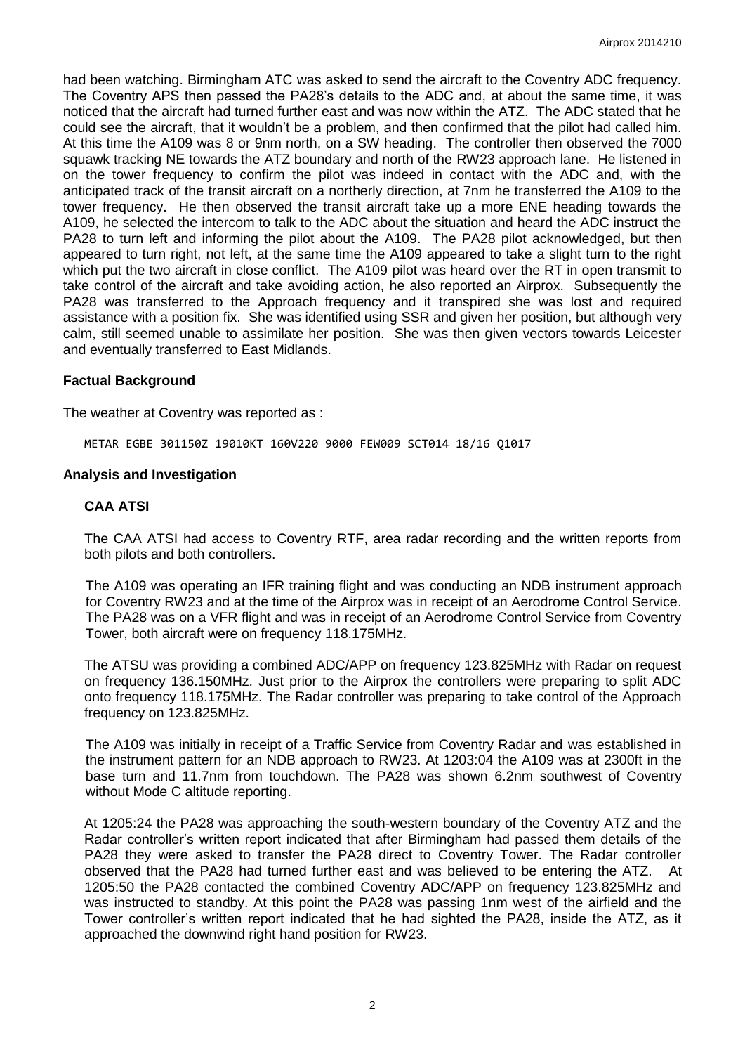had been watching. Birmingham ATC was asked to send the aircraft to the Coventry ADC frequency. The Coventry APS then passed the PA28's details to the ADC and, at about the same time, it was noticed that the aircraft had turned further east and was now within the ATZ. The ADC stated that he could see the aircraft, that it wouldn't be a problem, and then confirmed that the pilot had called him. At this time the A109 was 8 or 9nm north, on a SW heading. The controller then observed the 7000 squawk tracking NE towards the ATZ boundary and north of the RW23 approach lane. He listened in on the tower frequency to confirm the pilot was indeed in contact with the ADC and, with the anticipated track of the transit aircraft on a northerly direction, at 7nm he transferred the A109 to the tower frequency. He then observed the transit aircraft take up a more ENE heading towards the A109, he selected the intercom to talk to the ADC about the situation and heard the ADC instruct the PA28 to turn left and informing the pilot about the A109. The PA28 pilot acknowledged, but then appeared to turn right, not left, at the same time the A109 appeared to take a slight turn to the right which put the two aircraft in close conflict. The A109 pilot was heard over the RT in open transmit to take control of the aircraft and take avoiding action, he also reported an Airprox. Subsequently the PA28 was transferred to the Approach frequency and it transpired she was lost and required assistance with a position fix. She was identified using SSR and given her position, but although very calm, still seemed unable to assimilate her position. She was then given vectors towards Leicester and eventually transferred to East Midlands.

## Factual Background

The weather at Coventry was reported as :

```
METAR EGBE 301150Z 19010KT 160V220 9000 FEW009 SCT014 18/16 Q1017
```

## Analysis and Investigation

### CAA ATSI

The CAA ATSI had access to Coventry RTF, area radar recording and the written reports from both pilots and both controllers.

The A109 was operating an IFR training flight and was conducting an NDB instrument approach for Coventry RW23 and at the time of the Airprox was in receipt of an Aerodrome Control Service. The PA28 was on a VFR flight and was in receipt of an Aerodrome Control Service from Coventry Tower, both aircraft were on frequency 118.175MHz.

The ATSU was providing a combined ADC/APP on frequency 123.825MHz with Radar on request on frequency 136.150MHz. Just prior to the Airprox the controllers were preparing to split ADC onto frequency 118.175MHz. The Radar controller was preparing to take control of the Approach frequency on 123.825MHz.

The A109 was initially in receipt of a Traffic Service from Coventry Radar and was established in the instrument pattern for an NDB approach to RW23. At 1203:04 the A109 was at 2300ft in the base turn and 11.7nm from touchdown. The PA28 was shown 6.2nm southwest of Coventry without Mode C altitude reporting.

At 1205:24 the PA28 was approaching the south-western boundary of the Coventry ATZ and the Radar controller's written report indicated that after Birmingham had passed them details of the PA28 they were asked to transfer the PA28 direct to Coventry Tower. The Radar controller observed that the PA28 had turned further east and was believed to be entering the ATZ. At 1205:50 the PA28 contacted the combined Coventry ADC/APP on frequency 123.825MHz and was instructed to standby. At this point the PA28 was passing 1nm west of the airfield and the Tower controller's written report indicated that he had sighted the PA28, inside the ATZ, as it approached the downwind right hand position for RW23.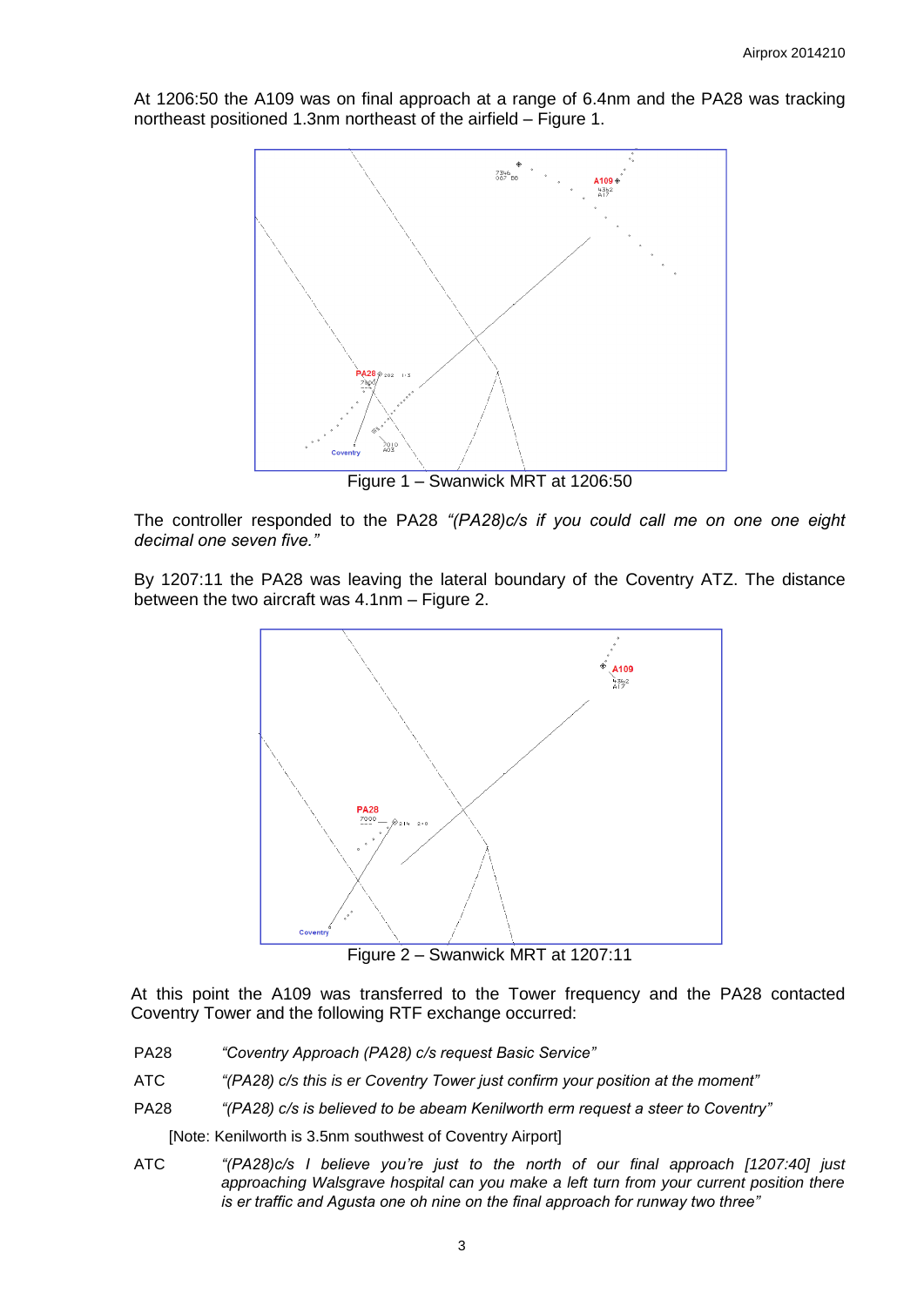At 1206:50 the A109 was on final approach at a range of 6.4nm and the PA28 was tracking northeast positioned 1.3nm northeast of the airfield – Figure 1.

Figure 1 – Swanwick MRT at 1206:50

The controller responded to the PA28 *"(PA28)c/s if you could call me on one one eight decimal one seven five."*

By 1207:11 the PA28 was leaving the lateral boundary of the Coventry ATZ. The distance between the two aircraft was 4.1nm – Figure 2.

Figure 2 – Swanwick MRT at 1207:11

At this point the A109 was transferred to the Tower frequency and the PA28 contacted Coventry Tower and the following RTF exchange occurred:

PA28 *"Coventry Approach (PA28) c/s request Basic Service"*

ATC *"(PA28) c/s this is er Coventry Tower just confirm your position at the moment"*

PA28 *"(PA28) c/s is believed to be abeam Kenilworth erm request a steer to Coventry"*

[Note: Kenilworth is 3.5nm southwest of Coventry Airport]

ATC *"(PA28)c/s I believe you're just to the north of our final approach [1207:40] just approaching Walsgrave hospital can you make a left turn from your current position there is er traffic and Agusta one oh nine on the final approach for runway two three"*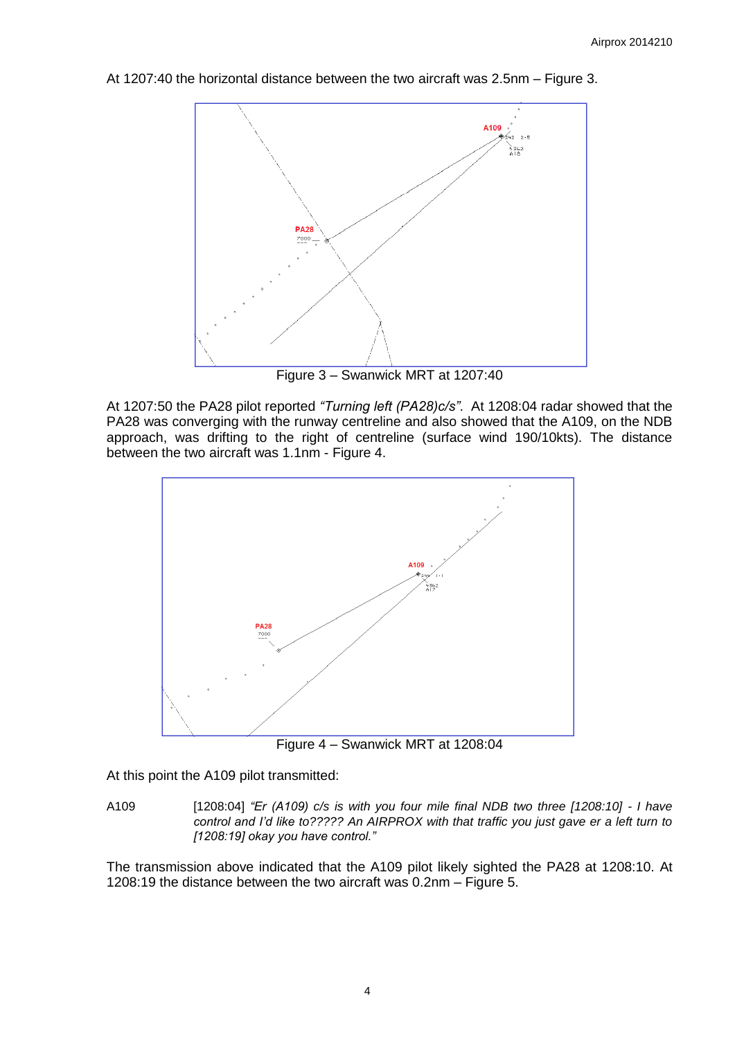At 1207:40 the horizontal distance between the two aircraft was 2.5nm – Figure 3.

Figure 3 – Swanwick MRT at 1207:40

At 1207:50 the PA28 pilot reported *"Turning left (PA28)c/s"*. At 1208:04 radar showed that the PA28 was converging with the runway centreline and also showed that the A109, on the NDB approach, was drifting to the right of centreline (surface wind 190/10kts). The distance between the two aircraft was 1.1nm - Figure 4.

Figure 4 – Swanwick MRT at 1208:04

At this point the A109 pilot transmitted:

A109 [1208:04] *"Er (A109) c/s is with you four mile final NDB two three [1208:10] - I have control and I'd like to????? An AIRPROX with that traffic you just gave er a left turn to [1208:19] okay you have control."*

The transmission above indicated that the A109 pilot likely sighted the PA28 at 1208:10. At 1208:19 the distance between the two aircraft was 0.2nm – Figure 5.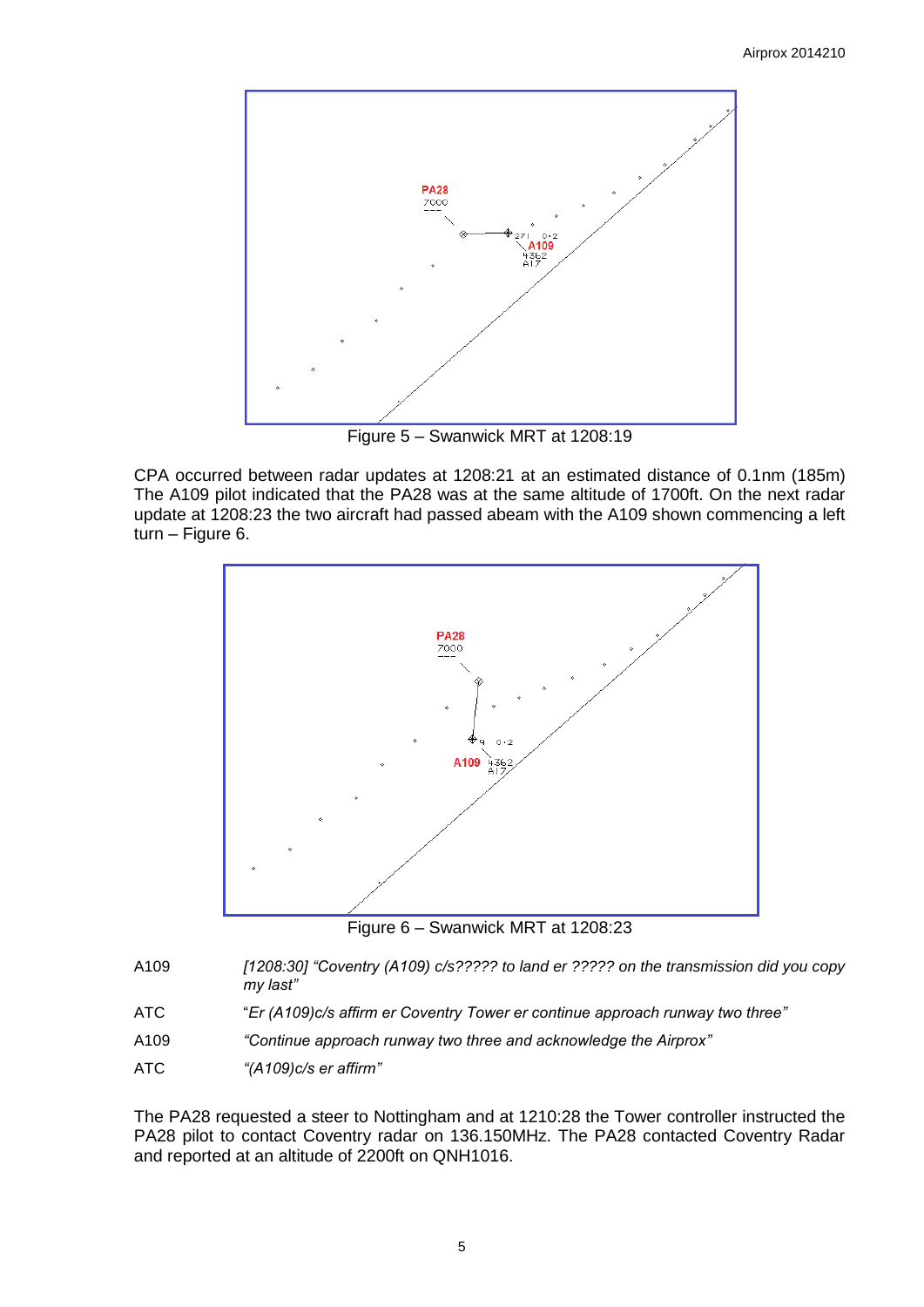Figure 5 – Swanwick MRT at 1208:19

CPA occurred between radar updates at 1208:21 at an estimated distance of 0.1nm (185m) The A109 pilot indicated that the PA28 was at the same altitude of 1700ft. On the next radar update at 1208:23 the two aircraft had passed abeam with the A109 shown commencing a left turn – Figure 6.

Figure 6 – Swanwick MRT at 1208:23

| | |
|---|---|
| A109 | *[1208:30] "Coventry (A109) c/s????? to land er ????? on the transmission did you copy my last"* |
| ATC | "*Er (A109)c/s affirm er Coventry Tower er continue approach runway two three"* |
| A109 | *"Continue approach runway two three and acknowledge the Airprox"* |
| ATC | *"(A109)c/s er affirm"* |

The PA28 requested a steer to Nottingham and at 1210:28 the Tower controller instructed the PA28 pilot to contact Coventry radar on 136.150MHz. The PA28 contacted Coventry Radar and reported at an altitude of 2200ft on QNH1016.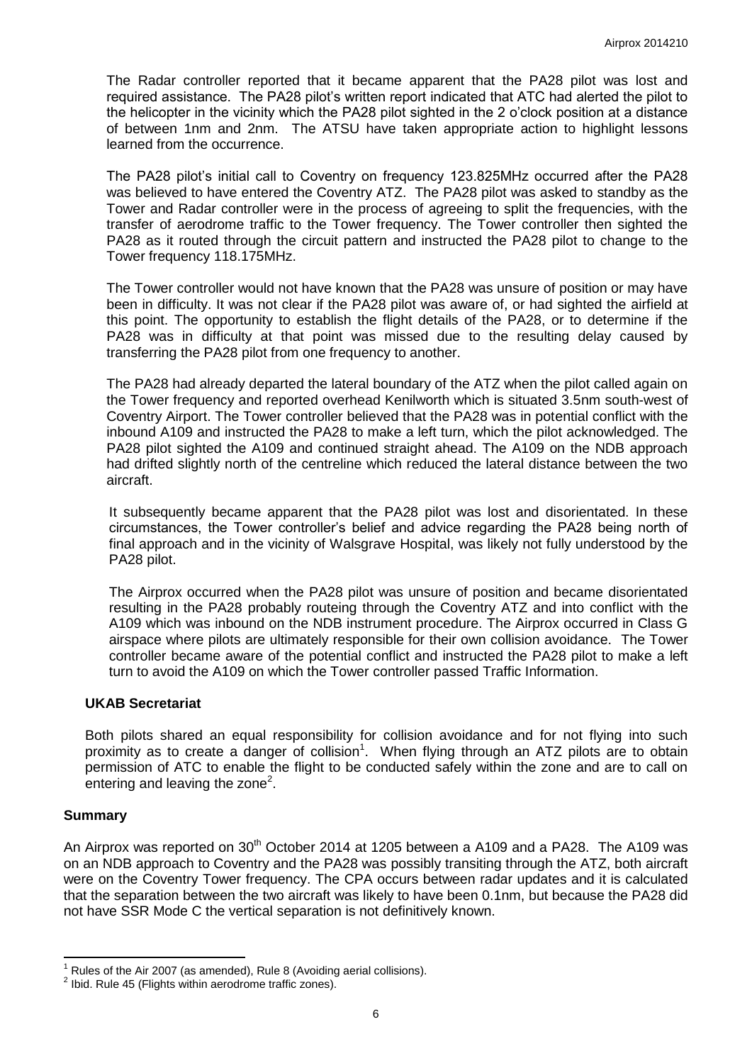The Radar controller reported that it became apparent that the PA28 pilot was lost and required assistance. The PA28 pilot's written report indicated that ATC had alerted the pilot to the helicopter in the vicinity which the PA28 pilot sighted in the 2 o'clock position at a distance of between 1nm and 2nm. The ATSU have taken appropriate action to highlight lessons learned from the occurrence.

The PA28 pilot's initial call to Coventry on frequency 123.825MHz occurred after the PA28 was believed to have entered the Coventry ATZ. The PA28 pilot was asked to standby as the Tower and Radar controller were in the process of agreeing to split the frequencies, with the transfer of aerodrome traffic to the Tower frequency. The Tower controller then sighted the PA28 as it routed through the circuit pattern and instructed the PA28 pilot to change to the Tower frequency 118.175MHz.

The Tower controller would not have known that the PA28 was unsure of position or may have been in difficulty. It was not clear if the PA28 pilot was aware of, or had sighted the airfield at this point. The opportunity to establish the flight details of the PA28, or to determine if the PA28 was in difficulty at that point was missed due to the resulting delay caused by transferring the PA28 pilot from one frequency to another.

The PA28 had already departed the lateral boundary of the ATZ when the pilot called again on the Tower frequency and reported overhead Kenilworth which is situated 3.5nm south-west of Coventry Airport. The Tower controller believed that the PA28 was in potential conflict with the inbound A109 and instructed the PA28 to make a left turn, which the pilot acknowledged. The PA28 pilot sighted the A109 and continued straight ahead. The A109 on the NDB approach had drifted slightly north of the centreline which reduced the lateral distance between the two aircraft.

It subsequently became apparent that the PA28 pilot was lost and disorientated. In these circumstances, the Tower controller's belief and advice regarding the PA28 being north of final approach and in the vicinity of Walsgrave Hospital, was likely not fully understood by the PA28 pilot.

The Airprox occurred when the PA28 pilot was unsure of position and became disorientated resulting in the PA28 probably routeing through the Coventry ATZ and into conflict with the A109 which was inbound on the NDB instrument procedure. The Airprox occurred in Class G airspace where pilots are ultimately responsible for their own collision avoidance. The Tower controller became aware of the potential conflict and instructed the PA28 pilot to make a left turn to avoid the A109 on which the Tower controller passed Traffic Information.

### UKAB Secretariat

Both pilots shared an equal responsibility for collision avoidance and for not flying into such proximity as to create a danger of collision[1]. When flying through an ATZ pilots are to obtain permission of ATC to enable the flight to be conducted safely within the zone and are to call on entering and leaving the zone[2].

## Summary

An Airprox was reported on 30th October 2014 at 1205 between a A109 and a PA28. The A109 was on an NDB approach to Coventry and the PA28 was possibly transiting through the ATZ, both aircraft were on the Coventry Tower frequency. The CPA occurs between radar updates and it is calculated that the separation between the two aircraft was likely to have been 0.1nm, but because the PA28 did not have SSR Mode C the vertical separation is not definitively known.

---

[1] Rules of the Air 2007 (as amended), Rule 8 (Avoiding aerial collisions).

[2] Ibid. Rule 45 (Flights within aerodrome traffic zones).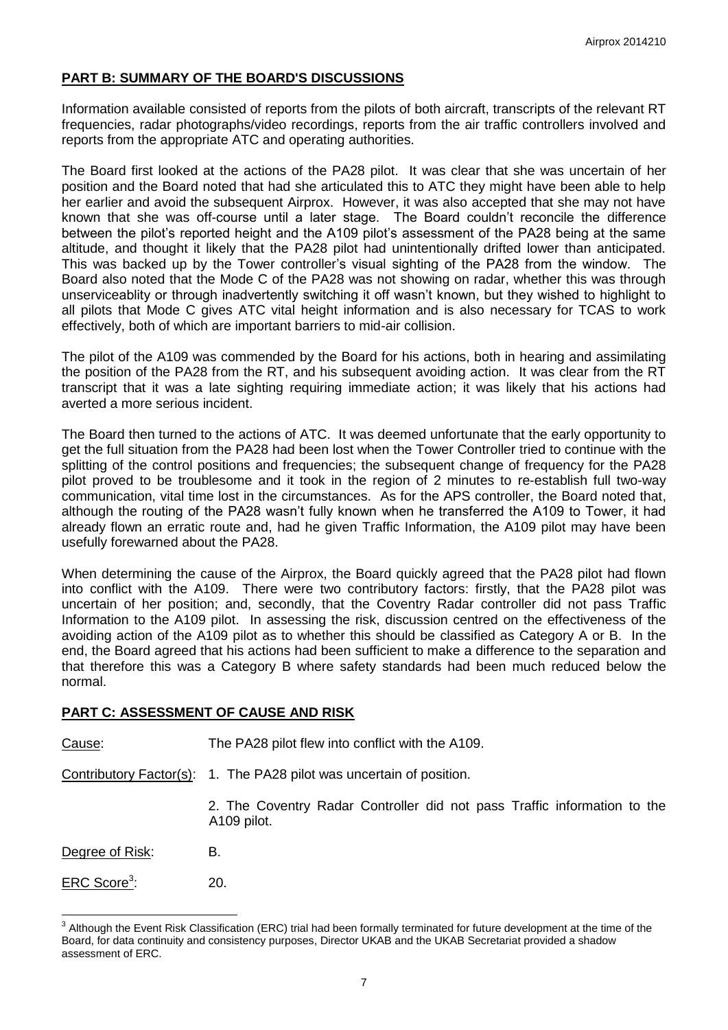## PART B: SUMMARY OF THE BOARD'S DISCUSSIONS

Information available consisted of reports from the pilots of both aircraft, transcripts of the relevant RT frequencies, radar photographs/video recordings, reports from the air traffic controllers involved and reports from the appropriate ATC and operating authorities.

The Board first looked at the actions of the PA28 pilot. It was clear that she was uncertain of her position and the Board noted that had she articulated this to ATC they might have been able to help her earlier and avoid the subsequent Airprox. However, it was also accepted that she may not have known that she was off-course until a later stage. The Board couldn't reconcile the difference between the pilot's reported height and the A109 pilot's assessment of the PA28 being at the same altitude, and thought it likely that the PA28 pilot had unintentionally drifted lower than anticipated. This was backed up by the Tower controller's visual sighting of the PA28 from the window. The Board also noted that the Mode C of the PA28 was not showing on radar, whether this was through unserviceablity or through inadvertently switching it off wasn't known, but they wished to highlight to all pilots that Mode C gives ATC vital height information and is also necessary for TCAS to work effectively, both of which are important barriers to mid-air collision.

The pilot of the A109 was commended by the Board for his actions, both in hearing and assimilating the position of the PA28 from the RT, and his subsequent avoiding action. It was clear from the RT transcript that it was a late sighting requiring immediate action; it was likely that his actions had averted a more serious incident.

The Board then turned to the actions of ATC. It was deemed unfortunate that the early opportunity to get the full situation from the PA28 had been lost when the Tower Controller tried to continue with the splitting of the control positions and frequencies; the subsequent change of frequency for the PA28 pilot proved to be troublesome and it took in the region of 2 minutes to re-establish full two-way communication, vital time lost in the circumstances. As for the APS controller, the Board noted that, although the routing of the PA28 wasn't fully known when he transferred the A109 to Tower, it had already flown an erratic route and, had he given Traffic Information, the A109 pilot may have been usefully forewarned about the PA28.

When determining the cause of the Airprox, the Board quickly agreed that the PA28 pilot had flown into conflict with the A109. There were two contributory factors: firstly, that the PA28 pilot was uncertain of her position; and, secondly, that the Coventry Radar controller did not pass Traffic Information to the A109 pilot. In assessing the risk, discussion centred on the effectiveness of the avoiding action of the A109 pilot as to whether this should be classified as Category A or B. In the end, the Board agreed that his actions had been sufficient to make a difference to the separation and that therefore this was a Category B where safety standards had been much reduced below the normal.

## PART C: ASSESSMENT OF CAUSE AND RISK

Cause: The PA28 pilot flew into conflict with the A109.

Contributory Factor(s):
1. The PA28 pilot was uncertain of position.
2. The Coventry Radar Controller did not pass Traffic information to the A109 pilot.

Degree of Risk: B.

ERC Score[3]: 20.

[3] Although the Event Risk Classification (ERC) trial had been formally terminated for future development at the time of the Board, for data continuity and consistency purposes, Director UKAB and the UKAB Secretariat provided a shadow assessment of ERC.